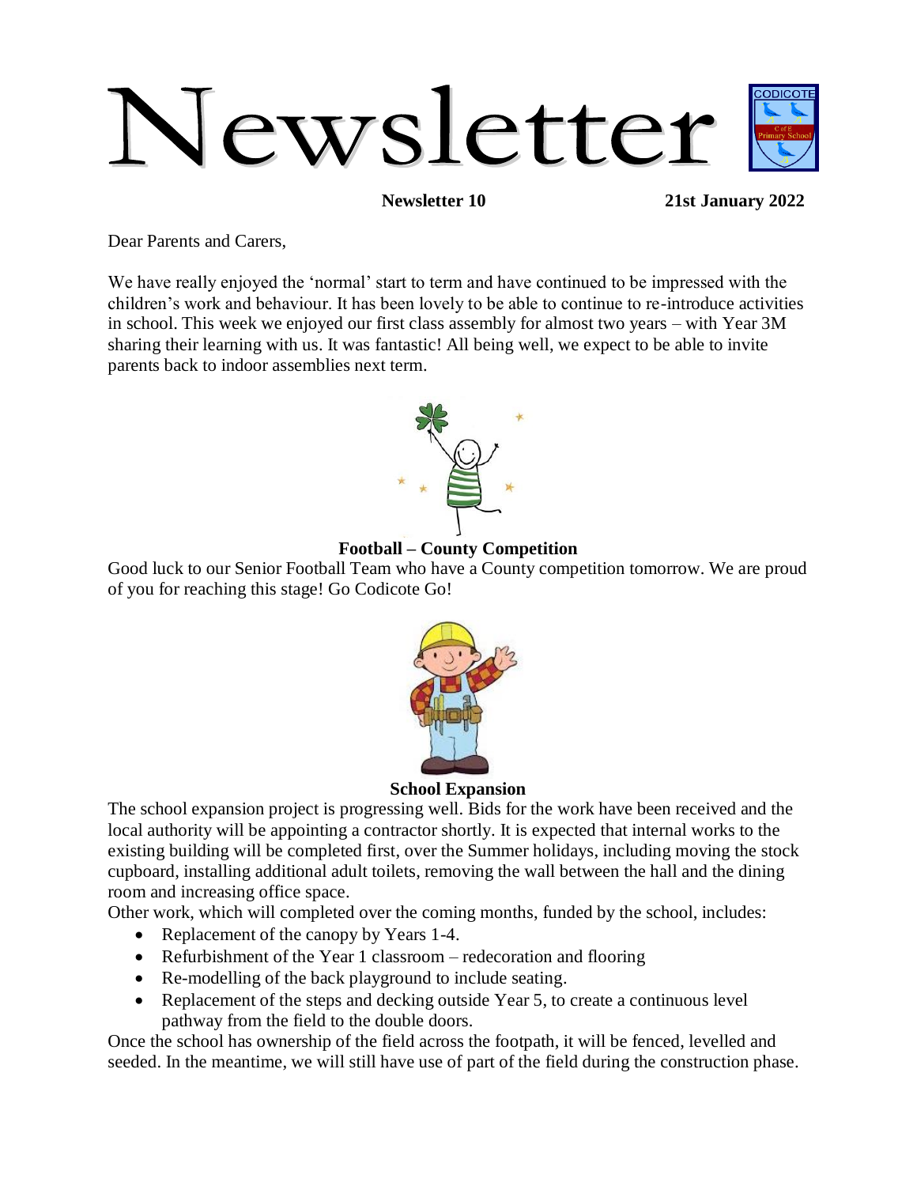# Newsletter

**Newsletter 10** **21st January 2022**

Dear Parents and Carers,

We have really enjoyed the 'normal' start to term and have continued to be impressed with the children's work and behaviour. It has been lovely to be able to continue to re-introduce activities in school. This week we enjoyed our first class assembly for almost two years – with Year 3M sharing their learning with us. It was fantastic! All being well, we expect to be able to invite parents back to indoor assemblies next term.

## Football – County Competition

Good luck to our Senior Football Team who have a County competition tomorrow. We are proud of you for reaching this stage! Go Codicote Go!

## School Expansion

The school expansion project is progressing well. Bids for the work have been received and the local authority will be appointing a contractor shortly. It is expected that internal works to the existing building will be completed first, over the Summer holidays, including moving the stock cupboard, installing additional adult toilets, removing the wall between the hall and the dining room and increasing office space.

Other work, which will completed over the coming months, funded by the school, includes:

- Replacement of the canopy by Years 1-4.
- Refurbishment of the Year 1 classroom – redecoration and flooring
- Re-modelling of the back playground to include seating.
- Replacement of the steps and decking outside Year 5, to create a continuous level pathway from the field to the double doors.

Once the school has ownership of the field across the footpath, it will be fenced, levelled and seeded. In the meantime, we will still have use of part of the field during the construction phase.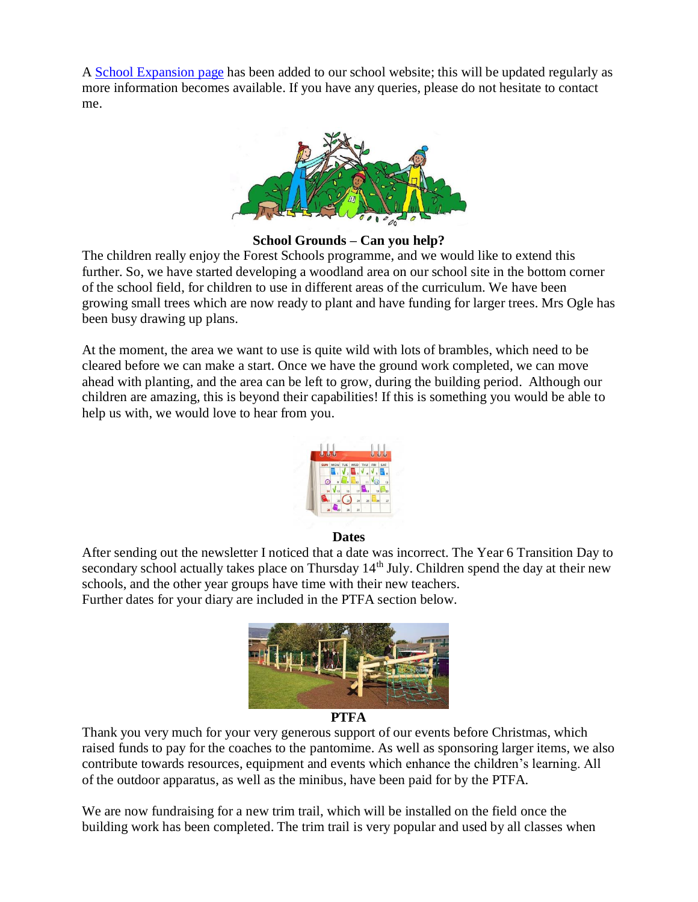A School Expansion page has been added to our school website; this will be updated regularly as more information becomes available. If you have any queries, please do not hesitate to contact me.

**School Grounds – Can you help?**

The children really enjoy the Forest Schools programme, and we would like to extend this further. So, we have started developing a woodland area on our school site in the bottom corner of the school field, for children to use in different areas of the curriculum. We have been growing small trees which are now ready to plant and have funding for larger trees. Mrs Ogle has been busy drawing up plans.

At the moment, the area we want to use is quite wild with lots of brambles, which need to be cleared before we can make a start. Once we have the ground work completed, we can move ahead with planting, and the area can be left to grow, during the building period. Although our children are amazing, this is beyond their capabilities! If this is something you would be able to help us with, we would love to hear from you.

**Dates**

After sending out the newsletter I noticed that a date was incorrect. The Year 6 Transition Day to secondary school actually takes place on Thursday 14th July. Children spend the day at their new schools, and the other year groups have time with their new teachers.
Further dates for your diary are included in the PTFA section below.

**PTFA**

Thank you very much for your very generous support of our events before Christmas, which raised funds to pay for the coaches to the pantomime. As well as sponsoring larger items, we also contribute towards resources, equipment and events which enhance the children's learning. All of the outdoor apparatus, as well as the minibus, have been paid for by the PTFA.

We are now fundraising for a new trim trail, which will be installed on the field once the building work has been completed. The trim trail is very popular and used by all classes when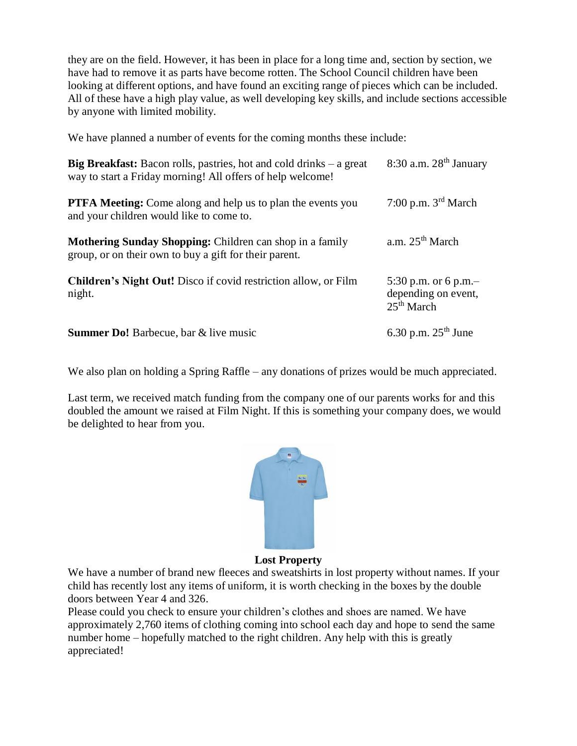they are on the field. However, it has been in place for a long time and, section by section, we have had to remove it as parts have become rotten. The School Council children have been looking at different options, and have found an exciting range of pieces which can be included. All of these have a high play value, as well developing key skills, and include sections accessible by anyone with limited mobility.

We have planned a number of events for the coming months these include:

| Event | Time / Date |
|---|---|
| **Big Breakfast:** Bacon rolls, pastries, hot and cold drinks – a great way to start a Friday morning! All offers of help welcome! | 8:30 a.m. 28th January |
| **PTFA Meeting:** Come along and help us to plan the events you and your children would like to come to. | 7:00 p.m. 3rd March |
| **Mothering Sunday Shopping:** Children can shop in a family group, or on their own to buy a gift for their parent. | a.m. 25th March |
| **Children's Night Out!** Disco if covid restriction allow, or Film night. | 5:30 p.m. or 6 p.m.– depending on event, 25th March |
| **Summer Do!** Barbecue, bar & live music | 6.30 p.m. 25th June |

We also plan on holding a Spring Raffle – any donations of prizes would be much appreciated.

Last term, we received match funding from the company one of our parents works for and this doubled the amount we raised at Film Night. If this is something your company does, we would be delighted to hear from you.

**Lost Property**

We have a number of brand new fleeces and sweatshirts in lost property without names. If your child has recently lost any items of uniform, it is worth checking in the boxes by the double doors between Year 4 and 326.

Please could you check to ensure your children's clothes and shoes are named. We have approximately 2,760 items of clothing coming into school each day and hope to send the same number home – hopefully matched to the right children. Any help with this is greatly appreciated!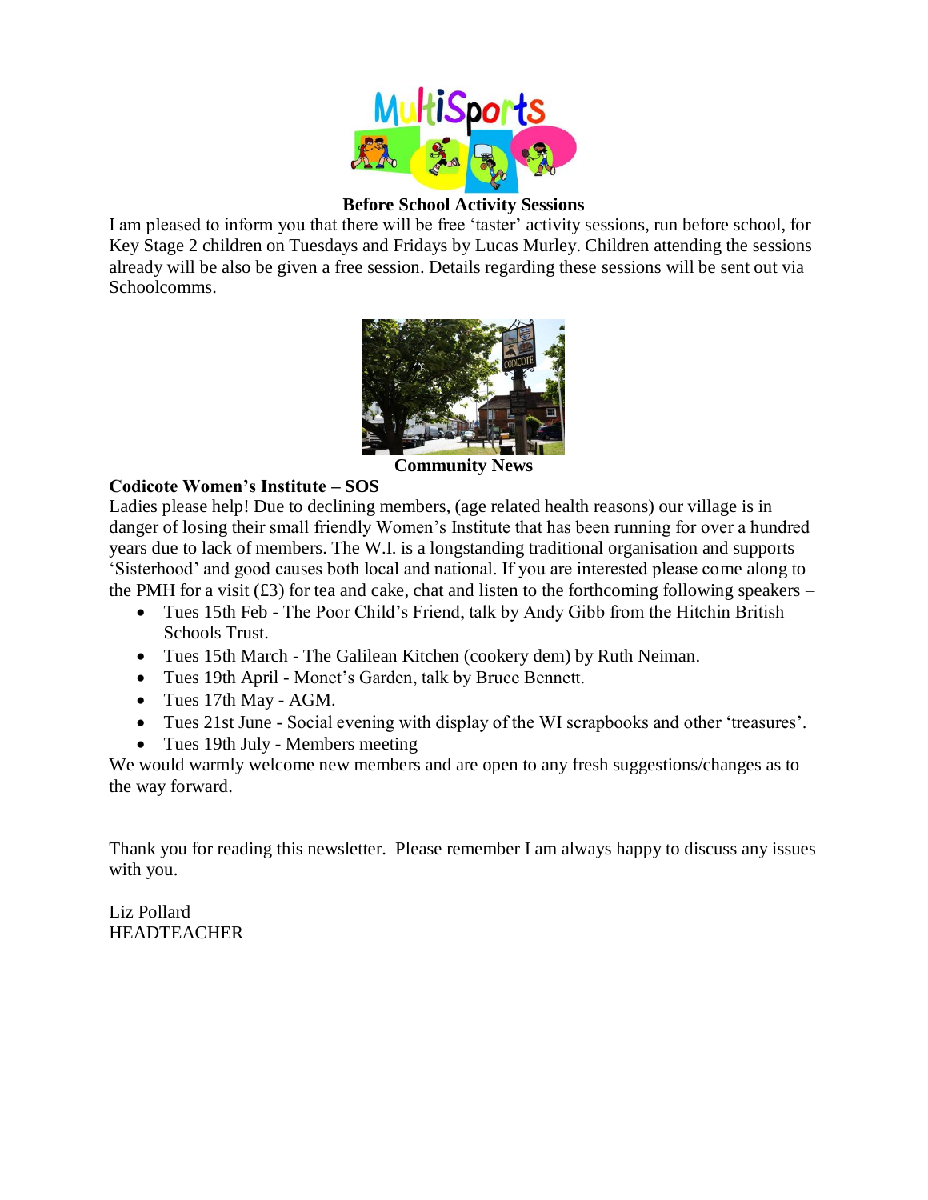**Before School Activity Sessions**

I am pleased to inform you that there will be free 'taster' activity sessions, run before school, for Key Stage 2 children on Tuesdays and Fridays by Lucas Murley. Children attending the sessions already will be also be given a free session. Details regarding these sessions will be sent out via Schoolcomms.

**Community News**

**Codicote Women's Institute – SOS**

Ladies please help! Due to declining members, (age related health reasons) our village is in danger of losing their small friendly Women's Institute that has been running for over a hundred years due to lack of members. The W.I. is a longstanding traditional organisation and supports 'Sisterhood' and good causes both local and national. If you are interested please come along to the PMH for a visit (£3) for tea and cake, chat and listen to the forthcoming following speakers –

- Tues 15th Feb - The Poor Child's Friend, talk by Andy Gibb from the Hitchin British Schools Trust.
- Tues 15th March - The Galilean Kitchen (cookery dem) by Ruth Neiman.
- Tues 19th April - Monet's Garden, talk by Bruce Bennett.
- Tues 17th May - AGM.
- Tues 21st June - Social evening with display of the WI scrapbooks and other 'treasures'.
- Tues 19th July - Members meeting

We would warmly welcome new members and are open to any fresh suggestions/changes as to the way forward.

Thank you for reading this newsletter. Please remember I am always happy to discuss any issues with you.

Liz Pollard
HEADTEACHER